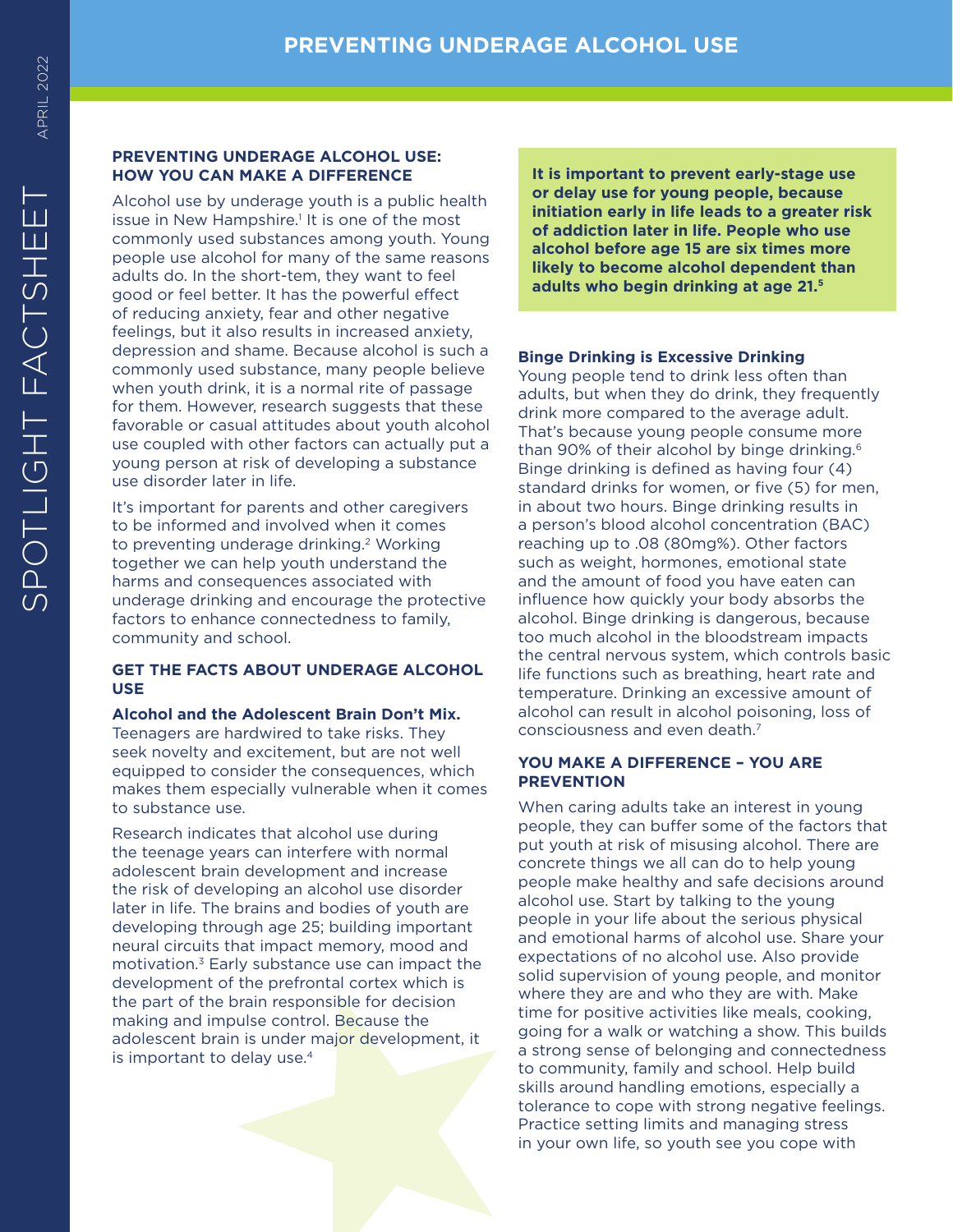# PREVENTING UNDERAGE ALCOHOL USE

## PREVENTING UNDERAGE ALCOHOL USE: HOW YOU CAN MAKE A DIFFERENCE

Alcohol use by underage youth is a public health issue in New Hampshire.[1] It is one of the most commonly used substances among youth. Young people use alcohol for many of the same reasons adults do. In the short-tem, they want to feel good or feel better. It has the powerful effect of reducing anxiety, fear and other negative feelings, but it also results in increased anxiety, depression and shame. Because alcohol is such a commonly used substance, many people believe when youth drink, it is a normal rite of passage for them. However, research suggests that these favorable or casual attitudes about youth alcohol use coupled with other factors can actually put a young person at risk of developing a substance use disorder later in life.

It's important for parents and other caregivers to be informed and involved when it comes to preventing underage drinking.[2] Working together we can help youth understand the harms and consequences associated with underage drinking and encourage the protective factors to enhance connectedness to family, community and school.

## GET THE FACTS ABOUT UNDERAGE ALCOHOL USE

**Alcohol and the Adolescent Brain Don't Mix.** Teenagers are hardwired to take risks. They seek novelty and excitement, but are not well equipped to consider the consequences, which makes them especially vulnerable when it comes to substance use.

Research indicates that alcohol use during the teenage years can interfere with normal adolescent brain development and increase the risk of developing an alcohol use disorder later in life. The brains and bodies of youth are developing through age 25; building important neural circuits that impact memory, mood and motivation.[3] Early substance use can impact the development of the prefrontal cortex which is the part of the brain responsible for decision making and impulse control. Because the adolescent brain is under major development, it is important to delay use.[4]

**It is important to prevent early-stage use or delay use for young people, because initiation early in life leads to a greater risk of addiction later in life. People who use alcohol before age 15 are six times more likely to become alcohol dependent than adults who begin drinking at age 21.[5]**

**Binge Drinking is Excessive Drinking**

Young people tend to drink less often than adults, but when they do drink, they frequently drink more compared to the average adult. That's because young people consume more than 90% of their alcohol by binge drinking.[6] Binge drinking is defined as having four (4) standard drinks for women, or five (5) for men, in about two hours. Binge drinking results in a person's blood alcohol concentration (BAC) reaching up to .08 (80mg%). Other factors such as weight, hormones, emotional state and the amount of food you have eaten can influence how quickly your body absorbs the alcohol. Binge drinking is dangerous, because too much alcohol in the bloodstream impacts the central nervous system, which controls basic life functions such as breathing, heart rate and temperature. Drinking an excessive amount of alcohol can result in alcohol poisoning, loss of consciousness and even death.[7]

## YOU MAKE A DIFFERENCE – YOU ARE PREVENTION

When caring adults take an interest in young people, they can buffer some of the factors that put youth at risk of misusing alcohol. There are concrete things we all can do to help young people make healthy and safe decisions around alcohol use. Start by talking to the young people in your life about the serious physical and emotional harms of alcohol use. Share your expectations of no alcohol use. Also provide solid supervision of young people, and monitor where they are and who they are with. Make time for positive activities like meals, cooking, going for a walk or watching a show. This builds a strong sense of belonging and connectedness to community, family and school. Help build skills around handling emotions, especially a tolerance to cope with strong negative feelings. Practice setting limits and managing stress in your own life, so youth see you cope with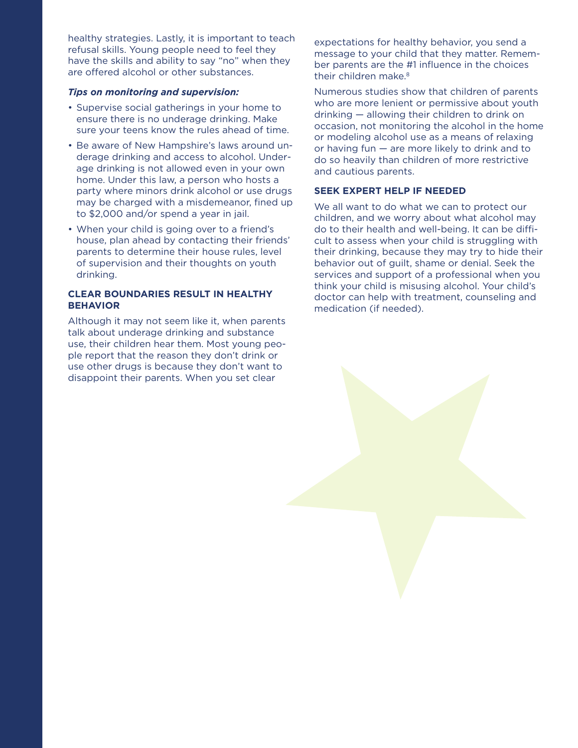healthy strategies. Lastly, it is important to teach refusal skills. Young people need to feel they have the skills and ability to say "no" when they are offered alcohol or other substances.

***Tips on monitoring and supervision:***

- Supervise social gatherings in your home to ensure there is no underage drinking. Make sure your teens know the rules ahead of time.
- Be aware of New Hampshire's laws around underage drinking and access to alcohol. Underage drinking is not allowed even in your own home. Under this law, a person who hosts a party where minors drink alcohol or use drugs may be charged with a misdemeanor, fined up to $2,000 and/or spend a year in jail.
- When your child is going over to a friend's house, plan ahead by contacting their friends' parents to determine their house rules, level of supervision and their thoughts on youth drinking.

## CLEAR BOUNDARIES RESULT IN HEALTHY BEHAVIOR

Although it may not seem like it, when parents talk about underage drinking and substance use, their children hear them. Most young people report that the reason they don't drink or use other drugs is because they don't want to disappoint their parents. When you set clear expectations for healthy behavior, you send a message to your child that they matter. Remember parents are the #1 influence in the choices their children make.[8]

Numerous studies show that children of parents who are more lenient or permissive about youth drinking — allowing their children to drink on occasion, not monitoring the alcohol in the home or modeling alcohol use as a means of relaxing or having fun — are more likely to drink and to do so heavily than children of more restrictive and cautious parents.

## SEEK EXPERT HELP IF NEEDED

We all want to do what we can to protect our children, and we worry about what alcohol may do to their health and well-being. It can be difficult to assess when your child is struggling with their drinking, because they may try to hide their behavior out of guilt, shame or denial. Seek the services and support of a professional when you think your child is misusing alcohol. Your child's doctor can help with treatment, counseling and medication (if needed).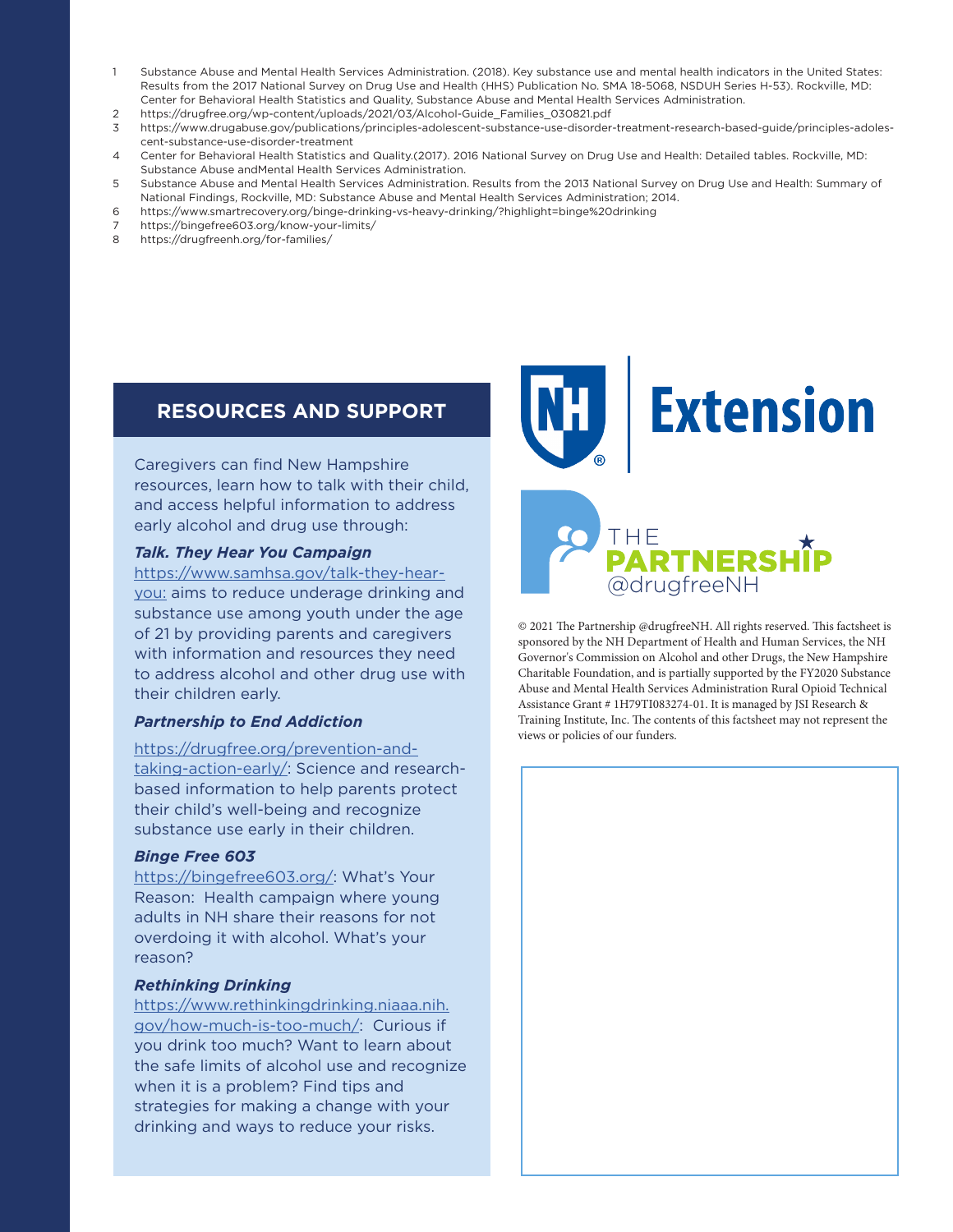1. Substance Abuse and Mental Health Services Administration. (2018). Key substance use and mental health indicators in the United States: Results from the 2017 National Survey on Drug Use and Health (HHS) Publication No. SMA 18-5068, NSDUH Series H-53). Rockville, MD: Center for Behavioral Health Statistics and Quality, Substance Abuse and Mental Health Services Administration.
2. https://drugfree.org/wp-content/uploads/2021/03/Alcohol-Guide_Families_030821.pdf
3. https://www.drugabuse.gov/publications/principles-adolescent-substance-use-disorder-treatment-research-based-guide/principles-adolescent-substance-use-disorder-treatment
4. Center for Behavioral Health Statistics and Quality.(2017). 2016 National Survey on Drug Use and Health: Detailed tables. Rockville, MD: Substance Abuse andMental Health Services Administration.
5. Substance Abuse and Mental Health Services Administration. Results from the 2013 National Survey on Drug Use and Health: Summary of National Findings, Rockville, MD: Substance Abuse and Mental Health Services Administration; 2014.
6. https://www.smartrecovery.org/binge-drinking-vs-heavy-drinking/?highlight=binge%20drinking
7. https://bingefree603.org/know-your-limits/
8. https://drugfreenh.org/for-families/

## RESOURCES AND SUPPORT

Caregivers can find New Hampshire resources, learn how to talk with their child, and access helpful information to address early alcohol and drug use through:

***Talk. They Hear You Campaign***

https://www.samhsa.gov/talk-they-hear-you: aims to reduce underage drinking and substance use among youth under the age of 21 by providing parents and caregivers with information and resources they need to address alcohol and other drug use with their children early.

***Partnership to End Addiction***

https://drugfree.org/prevention-and-taking-action-early/: Science and research-based information to help parents protect their child's well-being and recognize substance use early in their children.

***Binge Free 603***

https://bingefree603.org/: What's Your Reason: Health campaign where young adults in NH share their reasons for not overdoing it with alcohol. What's your reason?

***Rethinking Drinking***

https://www.rethinkingdrinking.niaaa.nih.gov/how-much-is-too-much/: Curious if you drink too much? Want to learn about the safe limits of alcohol use and recognize when it is a problem? Find tips and strategies for making a change with your drinking and ways to reduce your risks.

NH Extension

THE PARTNERSHIP @drugfreeNH

© 2021 The Partnership @drugfreeNH. All rights reserved. This factsheet is sponsored by the NH Department of Health and Human Services, the NH Governor's Commission on Alcohol and other Drugs, the New Hampshire Charitable Foundation, and is partially supported by the FY2020 Substance Abuse and Mental Health Services Administration Rural Opioid Technical Assistance Grant # 1H79TI083274-01. It is managed by JSI Research & Training Institute, Inc. The contents of this factsheet may not represent the views or policies of our funders.